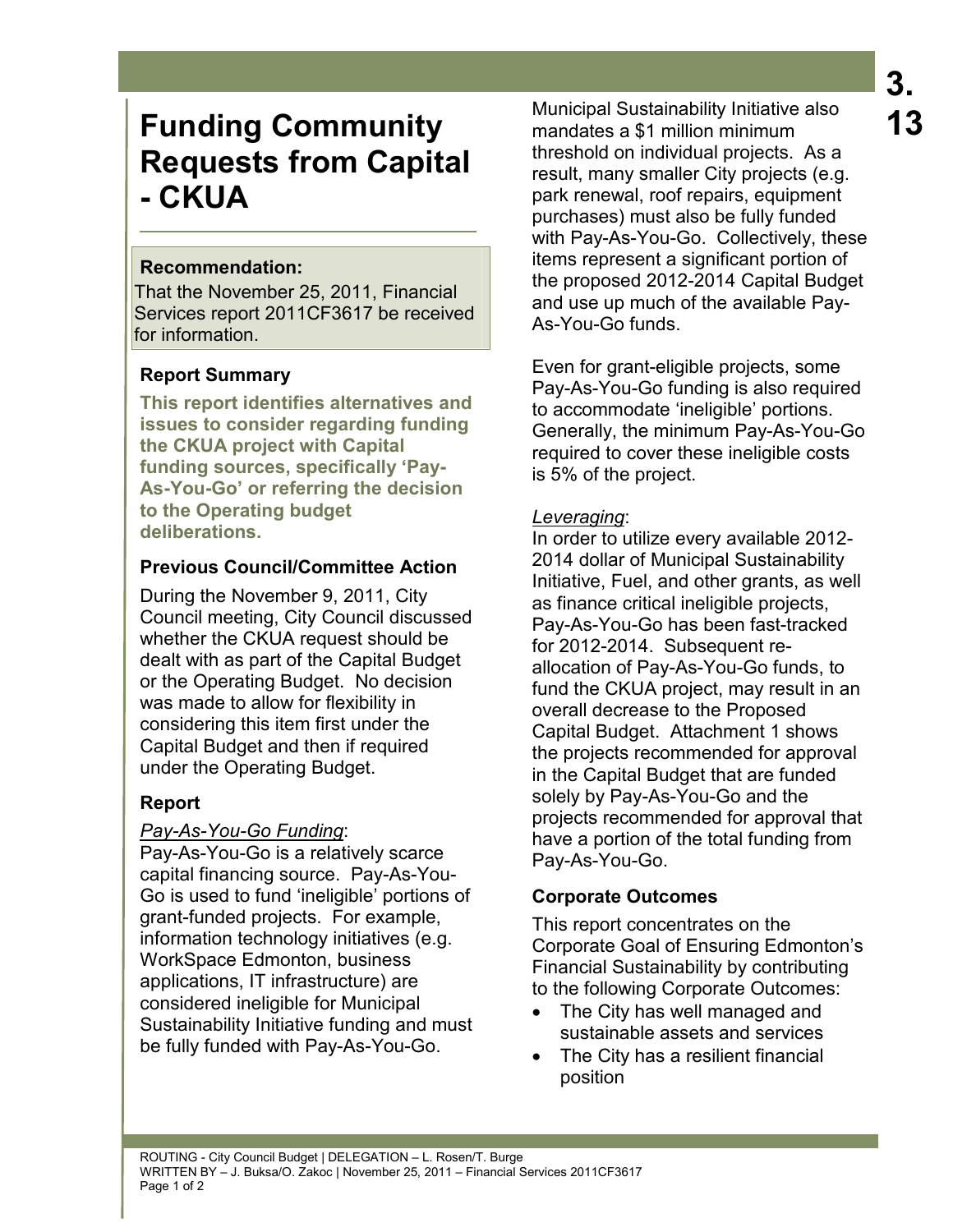# Funding Community Requests from Capital - CKUA

3.13

**Recommendation:**

That the November 25, 2011, Financial Services report 2011CF3617 be received for information.

## Report Summary

**This report identifies alternatives and issues to consider regarding funding the CKUA project with Capital funding sources, specifically 'Pay-As-You-Go' or referring the decision to the Operating budget deliberations.**

## Previous Council/Committee Action

During the November 9, 2011, City Council meeting, City Council discussed whether the CKUA request should be dealt with as part of the Capital Budget or the Operating Budget. No decision was made to allow for flexibility in considering this item first under the Capital Budget and then if required under the Operating Budget.

## Report

*Pay-As-You-Go Funding*:

Pay-As-You-Go is a relatively scarce capital financing source. Pay-As-You-Go is used to fund 'ineligible' portions of grant-funded projects. For example, information technology initiatives (e.g. WorkSpace Edmonton, business applications, IT infrastructure) are considered ineligible for Municipal Sustainability Initiative funding and must be fully funded with Pay-As-You-Go. Municipal Sustainability Initiative also mandates a $1 million minimum threshold on individual projects. As a result, many smaller City projects (e.g. park renewal, roof repairs, equipment purchases) must also be fully funded with Pay-As-You-Go. Collectively, these items represent a significant portion of the proposed 2012-2014 Capital Budget and use up much of the available Pay-As-You-Go funds.

Even for grant-eligible projects, some Pay-As-You-Go funding is also required to accommodate 'ineligible' portions. Generally, the minimum Pay-As-You-Go required to cover these ineligible costs is 5% of the project.

*Leveraging*:

In order to utilize every available 2012-2014 dollar of Municipal Sustainability Initiative, Fuel, and other grants, as well as finance critical ineligible projects, Pay-As-You-Go has been fast-tracked for 2012-2014. Subsequent re-allocation of Pay-As-You-Go funds, to fund the CKUA project, may result in an overall decrease to the Proposed Capital Budget. Attachment 1 shows the projects recommended for approval in the Capital Budget that are funded solely by Pay-As-You-Go and the projects recommended for approval that have a portion of the total funding from Pay-As-You-Go.

## Corporate Outcomes

This report concentrates on the Corporate Goal of Ensuring Edmonton's Financial Sustainability by contributing to the following Corporate Outcomes:

- The City has well managed and sustainable assets and services
- The City has a resilient financial position

ROUTING - City Council Budget | DELEGATION – L. Rosen/T. Burge
WRITTEN BY – J. Buksa/O. Zakoc | November 25, 2011 – Financial Services 2011CF3617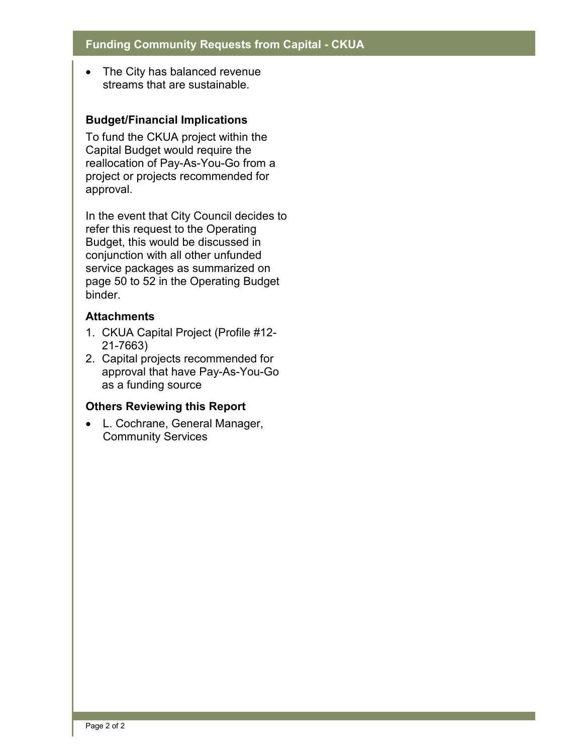- The City has balanced revenue streams that are sustainable.

### Budget/Financial Implications

To fund the CKUA project within the Capital Budget would require the reallocation of Pay-As-You-Go from a project or projects recommended for approval.

In the event that City Council decides to refer this request to the Operating Budget, this would be discussed in conjunction with all other unfunded service packages as summarized on page 50 to 52 in the Operating Budget binder.

### Attachments

1. CKUA Capital Project (Profile #12-21-7663)
2. Capital projects recommended for approval that have Pay-As-You-Go as a funding source

### Others Reviewing this Report

- L. Cochrane, General Manager, Community Services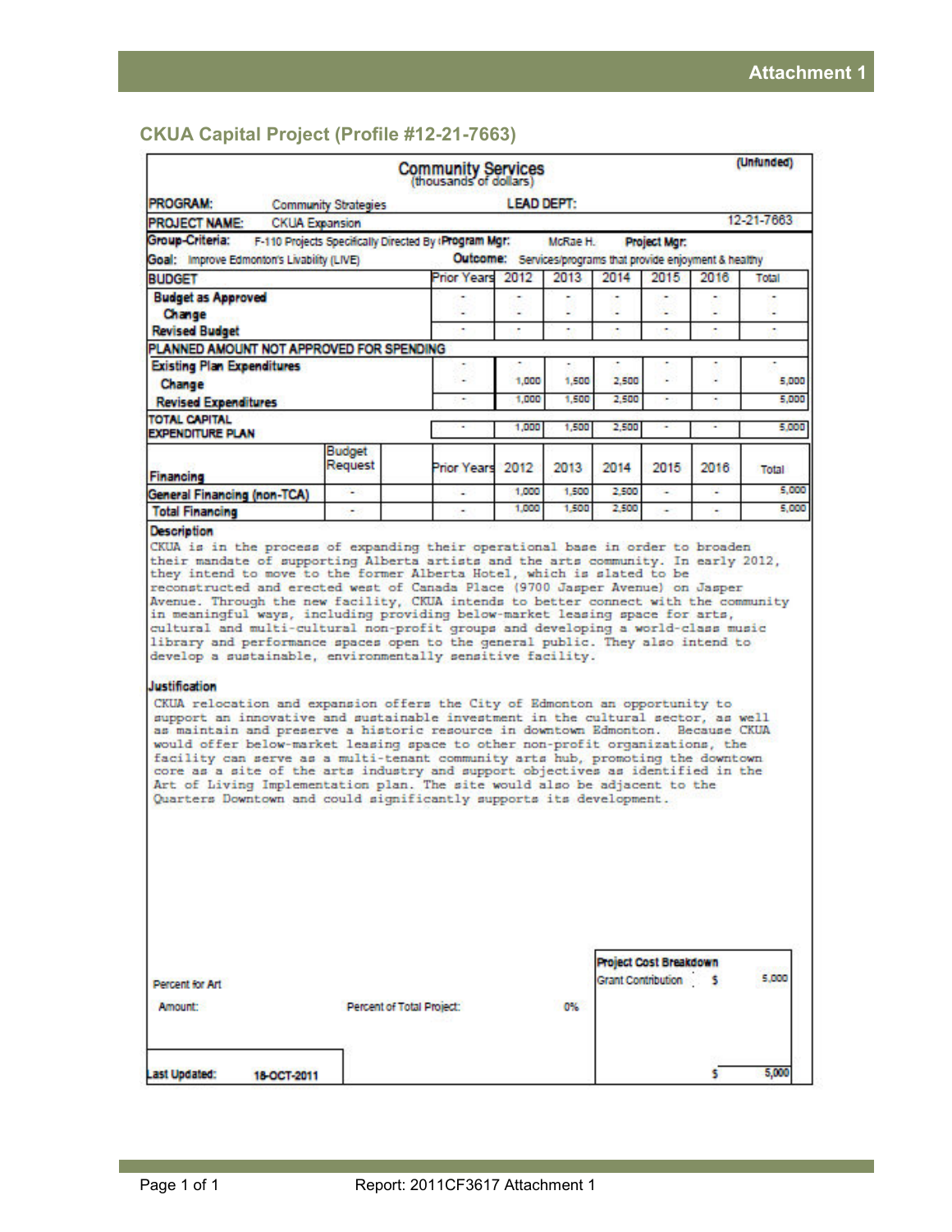Attachment 1

## CKUA Capital Project (Profile #12-21-7663)

**Community Services**
(thousands of dollars)

(Unfunded)

| | | | | | | | |
|---|---|---|---|---|---|---|---|
| **PROGRAM:** Community Strategies | | **LEAD DEPT:** | | | | | |
| **PROJECT NAME:** CKUA Expansion | | | | | | | 12-21-7663 |
| **Group-Criteria:** F-110 Projects Specifically Directed By | | **Program Mgr:** McRae H. | | **Project Mgr:** | | | |
| **Goal:** Improve Edmonton's Livability (LIVE) | | **Outcome:** Services/programs that provide enjoyment & healthy | | | | | |

| BUDGET | Prior Years | 2012 | 2013 | 2014 | 2015 | 2016 | Total |
|---|---|---|---|---|---|---|---|
| **Budget as Approved** | - | - | - | - | - | - | - |
| **Change** | - | - | - | - | - | - | - |
| **Revised Budget** | - | - | - | - | - | - | - |
| **PLANNED AMOUNT NOT APPROVED FOR SPENDING** | | | | | | | |
| **Existing Plan Expenditures** | - | - | - | - | - | - | - |
| **Change** | - | 1,000 | 1,500 | 2,500 | - | - | 5,000 |
| **Revised Expenditures** | - | 1,000 | 1,500 | 2,500 | - | - | 5,000 |
| **TOTAL CAPITAL EXPENDITURE PLAN** | - | 1,000 | 1,500 | 2,500 | - | - | 5,000 |

| Financing | Budget Request | Prior Years | 2012 | 2013 | 2014 | 2015 | 2016 | Total |
|---|---|---|---|---|---|---|---|---|
| **General Financing (non-TCA)** | - | - | 1,000 | 1,500 | 2,500 | - | - | 5,000 |
| **Total Financing** | - | - | 1,000 | 1,500 | 2,500 | - | - | 5,000 |

**Description**

CKUA is in the process of expanding their operational base in order to broaden their mandate of supporting Alberta artists and the arts community. In early 2012, they intend to move to the former Alberta Hotel, which is slated to be reconstructed and erected west of Canada Place (9700 Jasper Avenue) on Jasper Avenue. Through the new facility, CKUA intends to better connect with the community in meaningful ways, including providing below-market leasing space for arts, cultural and multi-cultural non-profit groups and developing a world-class music library and performance spaces open to the general public. They also intend to develop a sustainable, environmentally sensitive facility.

**Justification**

CKUA relocation and expansion offers the City of Edmonton an opportunity to support an innovative and sustainable investment in the cultural sector, as well as maintain and preserve a historic resource in downtown Edmonton. Because CKUA would offer below-market leasing space to other non-profit organizations, the facility can serve as a multi-tenant community arts hub, promoting the downtown core as a site of the arts industry and support objectives as identified in the Art of Living Implementation plan. The site would also be adjacent to the Quarters Downtown and could significantly supports its development.

**Percent for Art**

Amount: Percent of Total Project: 0%

| Project Cost Breakdown | | |
|---|---|---|
| Grant Contribution | $ | 5,000 |
| | $ | 5,000 |

**Last Updated:** 18-OCT-2011

Report: 2011CF3617 Attachment 1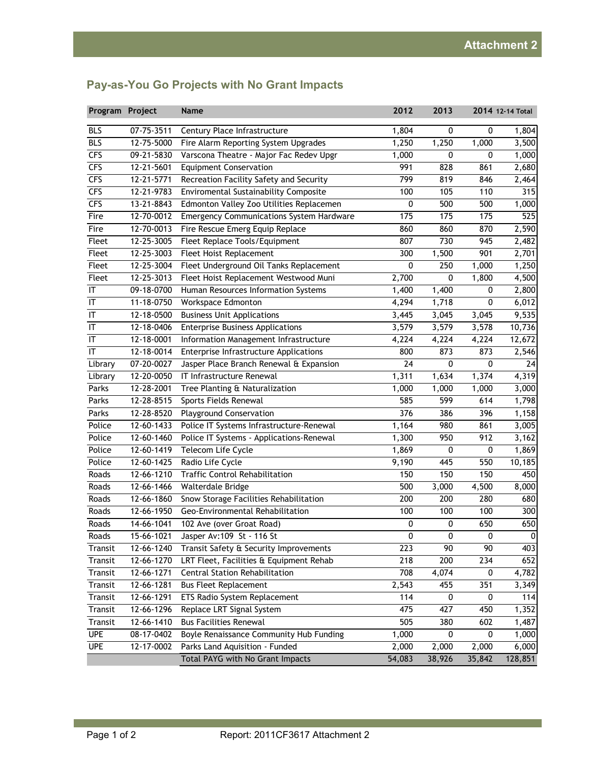Attachment 2

## Pay-as-You Go Projects with No Grant Impacts

| Program | Project | Name | 2012 | 2013 | 2014 | 12-14 Total |
|---|---|---|---|---|---|---|
| BLS | 07-75-3511 | Century Place Infrastructure | 1,804 | 0 | 0 | 1,804 |
| BLS | 12-75-5000 | Fire Alarm Reporting System Upgrades | 1,250 | 1,250 | 1,000 | 3,500 |
| CFS | 09-21-5830 | Varscona Theatre - Major Fac Redev Upgr | 1,000 | 0 | 0 | 1,000 |
| CFS | 12-21-5601 | Equipment Conservation | 991 | 828 | 861 | 2,680 |
| CFS | 12-21-5771 | Recreation Facility Safety and Security | 799 | 819 | 846 | 2,464 |
| CFS | 12-21-9783 | Enviromental Sustainability Composite | 100 | 105 | 110 | 315 |
| CFS | 13-21-8843 | Edmonton Valley Zoo Utilities Replacemen | 0 | 500 | 500 | 1,000 |
| Fire | 12-70-0012 | Emergency Communications System Hardware | 175 | 175 | 175 | 525 |
| Fire | 12-70-0013 | Fire Rescue Emerg Equip Replace | 860 | 860 | 870 | 2,590 |
| Fleet | 12-25-3005 | Fleet Replace Tools/Equipment | 807 | 730 | 945 | 2,482 |
| Fleet | 12-25-3003 | Fleet Hoist Replacement | 300 | 1,500 | 901 | 2,701 |
| Fleet | 12-25-3004 | Fleet Underground Oil Tanks Replacement | 0 | 250 | 1,000 | 1,250 |
| Fleet | 12-25-3013 | Fleet Hoist Replacement Westwood Muni | 2,700 | 0 | 1,800 | 4,500 |
| IT | 09-18-0700 | Human Resources Information Systems | 1,400 | 1,400 | 0 | 2,800 |
| IT | 11-18-0750 | Workspace Edmonton | 4,294 | 1,718 | 0 | 6,012 |
| IT | 12-18-0500 | Business Unit Applications | 3,445 | 3,045 | 3,045 | 9,535 |
| IT | 12-18-0406 | Enterprise Business Applications | 3,579 | 3,579 | 3,578 | 10,736 |
| IT | 12-18-0001 | Information Management Infrastructure | 4,224 | 4,224 | 4,224 | 12,672 |
| IT | 12-18-0014 | Enterprise Infrastructure Applications | 800 | 873 | 873 | 2,546 |
| Library | 07-20-0027 | Jasper Place Branch Renewal & Expansion | 24 | 0 | 0 | 24 |
| Library | 12-20-0050 | IT Infrastructure Renewal | 1,311 | 1,634 | 1,374 | 4,319 |
| Parks | 12-28-2001 | Tree Planting & Naturalization | 1,000 | 1,000 | 1,000 | 3,000 |
| Parks | 12-28-8515 | Sports Fields Renewal | 585 | 599 | 614 | 1,798 |
| Parks | 12-28-8520 | Playground Conservation | 376 | 386 | 396 | 1,158 |
| Police | 12-60-1433 | Police IT Systems Infrastructure-Renewal | 1,164 | 980 | 861 | 3,005 |
| Police | 12-60-1460 | Police IT Systems - Applications-Renewal | 1,300 | 950 | 912 | 3,162 |
| Police | 12-60-1419 | Telecom Life Cycle | 1,869 | 0 | 0 | 1,869 |
| Police | 12-60-1425 | Radio Life Cycle | 9,190 | 445 | 550 | 10,185 |
| Roads | 12-66-1210 | Traffic Control Rehabilitation | 150 | 150 | 150 | 450 |
| Roads | 12-66-1466 | Walterdale Bridge | 500 | 3,000 | 4,500 | 8,000 |
| Roads | 12-66-1860 | Snow Storage Facilities Rehabilitation | 200 | 200 | 280 | 680 |
| Roads | 12-66-1950 | Geo-Environmental Rehabilitation | 100 | 100 | 100 | 300 |
| Roads | 14-66-1041 | 102 Ave (over Groat Road) | 0 | 0 | 650 | 650 |
| Roads | 15-66-1021 | Jasper Av:109 St - 116 St | 0 | 0 | 0 | 0 |
| Transit | 12-66-1240 | Transit Safety & Security Improvements | 223 | 90 | 90 | 403 |
| Transit | 12-66-1270 | LRT Fleet, Facilities & Equipment Rehab | 218 | 200 | 234 | 652 |
| Transit | 12-66-1271 | Central Station Rehabilitation | 708 | 4,074 | 0 | 4,782 |
| Transit | 12-66-1281 | Bus Fleet Replacement | 2,543 | 455 | 351 | 3,349 |
| Transit | 12-66-1291 | ETS Radio System Replacement | 114 | 0 | 0 | 114 |
| Transit | 12-66-1296 | Replace LRT Signal System | 475 | 427 | 450 | 1,352 |
| Transit | 12-66-1410 | Bus Facilities Renewal | 505 | 380 | 602 | 1,487 |
| UPE | 08-17-0402 | Boyle Renaissance Community Hub Funding | 1,000 | 0 | 0 | 1,000 |
| UPE | 12-17-0002 | Parks Land Aquisition - Funded | 2,000 | 2,000 | 2,000 | 6,000 |
| | | Total PAYG with No Grant Impacts | 54,083 | 38,926 | 35,842 | 128,851 |

Report: 2011CF3617 Attachment 2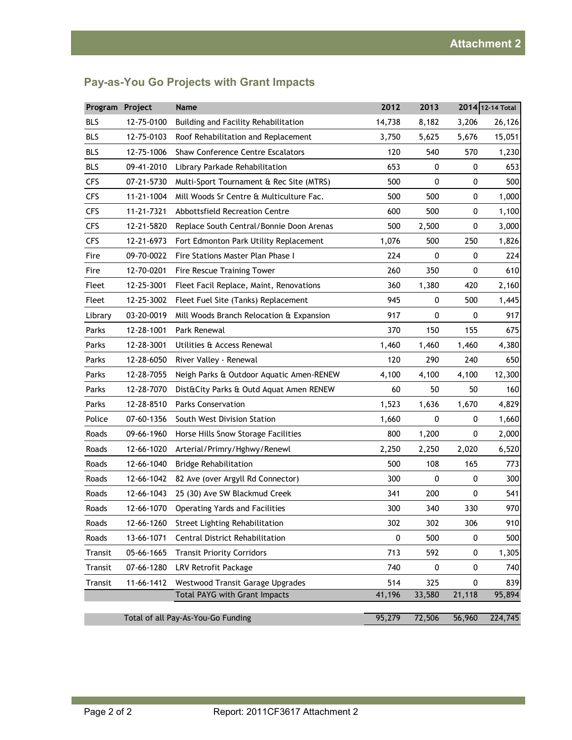## Pay-as-You Go Projects with Grant Impacts

| Program | Project | Name | 2012 | 2013 | 2014 | 12-14 Total |
|---|---|---|---|---|---|---|
| BLS | 12-75-0100 | Building and Facility Rehabilitation | 14,738 | 8,182 | 3,206 | 26,126 |
| BLS | 12-75-0103 | Roof Rehabilitation and Replacement | 3,750 | 5,625 | 5,676 | 15,051 |
| BLS | 12-75-1006 | Shaw Conference Centre Escalators | 120 | 540 | 570 | 1,230 |
| BLS | 09-41-2010 | Library Parkade Rehabilitation | 653 | 0 | 0 | 653 |
| CFS | 07-21-5730 | Multi-Sport Tournament & Rec Site (MTRS) | 500 | 0 | 0 | 500 |
| CFS | 11-21-1004 | Mill Woods Sr Centre & Multiculture Fac. | 500 | 500 | 0 | 1,000 |
| CFS | 11-21-7321 | Abbottsfield Recreation Centre | 600 | 500 | 0 | 1,100 |
| CFS | 12-21-5820 | Replace South Central/Bonnie Doon Arenas | 500 | 2,500 | 0 | 3,000 |
| CFS | 12-21-6973 | Fort Edmonton Park Utility Replacement | 1,076 | 500 | 250 | 1,826 |
| Fire | 09-70-0022 | Fire Stations Master Plan Phase I | 224 | 0 | 0 | 224 |
| Fire | 12-70-0201 | Fire Rescue Training Tower | 260 | 350 | 0 | 610 |
| Fleet | 12-25-3001 | Fleet Facil Replace, Maint, Renovations | 360 | 1,380 | 420 | 2,160 |
| Fleet | 12-25-3002 | Fleet Fuel Site (Tanks) Replacement | 945 | 0 | 500 | 1,445 |
| Library | 03-20-0019 | Mill Woods Branch Relocation & Expansion | 917 | 0 | 0 | 917 |
| Parks | 12-28-1001 | Park Renewal | 370 | 150 | 155 | 675 |
| Parks | 12-28-3001 | Utilities & Access Renewal | 1,460 | 1,460 | 1,460 | 4,380 |
| Parks | 12-28-6050 | River Valley - Renewal | 120 | 290 | 240 | 650 |
| Parks | 12-28-7055 | Neigh Parks & Outdoor Aquatic Amen-RENEW | 4,100 | 4,100 | 4,100 | 12,300 |
| Parks | 12-28-7070 | Dist&City Parks & Outd Aquat Amen RENEW | 60 | 50 | 50 | 160 |
| Parks | 12-28-8510 | Parks Conservation | 1,523 | 1,636 | 1,670 | 4,829 |
| Police | 07-60-1356 | South West Division Station | 1,660 | 0 | 0 | 1,660 |
| Roads | 09-66-1960 | Horse Hills Snow Storage Facilities | 800 | 1,200 | 0 | 2,000 |
| Roads | 12-66-1020 | Arterial/Primry/Hghwy/Renewl | 2,250 | 2,250 | 2,020 | 6,520 |
| Roads | 12-66-1040 | Bridge Rehabilitation | 500 | 108 | 165 | 773 |
| Roads | 12-66-1042 | 82 Ave (over Argyll Rd Connector) | 300 | 0 | 0 | 300 |
| Roads | 12-66-1043 | 25 (30) Ave SW Blackmud Creek | 341 | 200 | 0 | 541 |
| Roads | 12-66-1070 | Operating Yards and Facilities | 300 | 340 | 330 | 970 |
| Roads | 12-66-1260 | Street Lighting Rehabilitation | 302 | 302 | 306 | 910 |
| Roads | 13-66-1071 | Central District Rehabilitation | 0 | 500 | 0 | 500 |
| Transit | 05-66-1665 | Transit Priority Corridors | 713 | 592 | 0 | 1,305 |
| Transit | 07-66-1280 | LRV Retrofit Package | 740 | 0 | 0 | 740 |
| Transit | 11-66-1412 | Westwood Transit Garage Upgrades | 514 | 325 | 0 | 839 |
| | | Total PAYG with Grant Impacts | 41,196 | 33,580 | 21,118 | 95,894 |
| | Total of all Pay-As-You-Go Funding | | 95,279 | 72,506 | 56,960 | 224,745 |